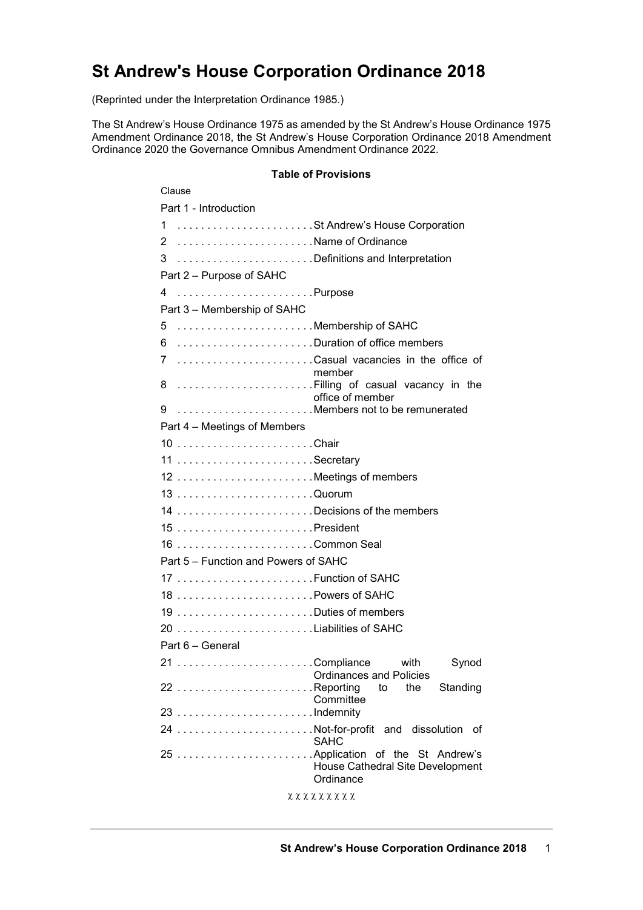# St Andrew's House Corporation Ordinance 2018

(Reprinted under the Interpretation Ordinance 1985.)

The St Andrew's House Ordinance 1975 as amended by the St Andrew's House Ordinance 1975 Amendment Ordinance 2018, the St Andrew's House Corporation Ordinance 2018 Amendment Ordinance 2020 the Governance Omnibus Amendment Ordinance 2022.

**Table of Provisions**

Clause

Part 1 - Introduction

1 ....................... St Andrew's House Corporation
2 ....................... Name of Ordinance
3 ....................... Definitions and Interpretation

Part 2 – Purpose of SAHC

4 ....................... Purpose

Part 3 – Membership of SAHC

5 ....................... Membership of SAHC
6 ....................... Duration of office members
7 ....................... Casual vacancies in the office of member
8 ....................... Filling of casual vacancy in the office of member
9 ....................... Members not to be remunerated

Part 4 – Meetings of Members

10 ....................... Chair
11 ....................... Secretary
12 ....................... Meetings of members
13 ....................... Quorum
14 ....................... Decisions of the members
15 ....................... President
16 ....................... Common Seal

Part 5 – Function and Powers of SAHC

17 ....................... Function of SAHC
18 ....................... Powers of SAHC
19 ....................... Duties of members
20 ....................... Liabilities of SAHC

Part 6 – General

21 ....................... Compliance with Synod Ordinances and Policies
22 ....................... Reporting to the Standing Committee
23 ....................... Indemnity
24 ....................... Not-for-profit and dissolution of SAHC
25 ....................... Application of the St Andrew's House Cathedral Site Development Ordinance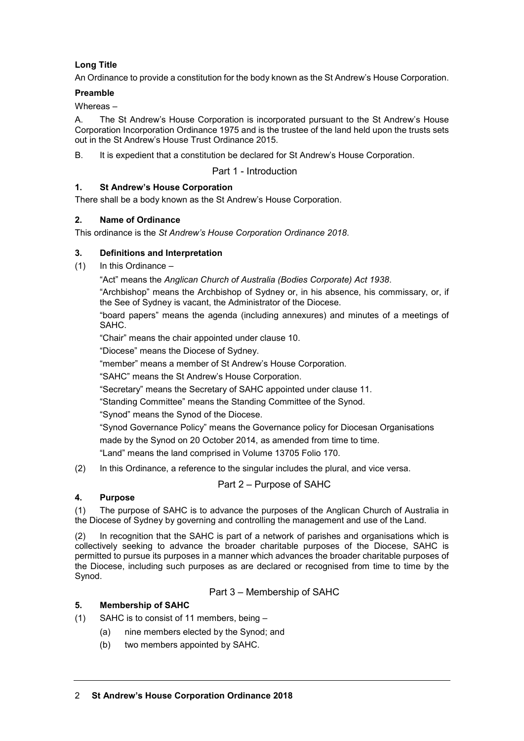**Long Title**

An Ordinance to provide a constitution for the body known as the St Andrew's House Corporation.

**Preamble**

Whereas –

A. The St Andrew's House Corporation is incorporated pursuant to the St Andrew's House Corporation Incorporation Ordinance 1975 and is the trustee of the land held upon the trusts sets out in the St Andrew's House Trust Ordinance 2015.

B. It is expedient that a constitution be declared for St Andrew's House Corporation.

## Part 1 - Introduction

### 1. St Andrew's House Corporation

There shall be a body known as the St Andrew's House Corporation.

### 2. Name of Ordinance

This ordinance is the *St Andrew's House Corporation Ordinance 2018*.

### 3. Definitions and Interpretation

(1) In this Ordinance –

"Act" means the *Anglican Church of Australia (Bodies Corporate) Act 1938*.

"Archbishop" means the Archbishop of Sydney or, in his absence, his commissary, or, if the See of Sydney is vacant, the Administrator of the Diocese.

"board papers" means the agenda (including annexures) and minutes of a meetings of SAHC.

"Chair" means the chair appointed under clause 10.

"Diocese" means the Diocese of Sydney.

"member" means a member of St Andrew's House Corporation.

"SAHC" means the St Andrew's House Corporation.

"Secretary" means the Secretary of SAHC appointed under clause 11.

"Standing Committee" means the Standing Committee of the Synod.

"Synod" means the Synod of the Diocese.

"Synod Governance Policy" means the Governance policy for Diocesan Organisations made by the Synod on 20 October 2014, as amended from time to time.

"Land" means the land comprised in Volume 13705 Folio 170.

(2) In this Ordinance, a reference to the singular includes the plural, and vice versa.

## Part 2 – Purpose of SAHC

### 4. Purpose

(1) The purpose of SAHC is to advance the purposes of the Anglican Church of Australia in the Diocese of Sydney by governing and controlling the management and use of the Land.

(2) In recognition that the SAHC is part of a network of parishes and organisations which is collectively seeking to advance the broader charitable purposes of the Diocese, SAHC is permitted to pursue its purposes in a manner which advances the broader charitable purposes of the Diocese, including such purposes as are declared or recognised from time to time by the Synod.

## Part 3 – Membership of SAHC

### 5. Membership of SAHC

(1) SAHC is to consist of 11 members, being –

(a) nine members elected by the Synod; and

(b) two members appointed by SAHC.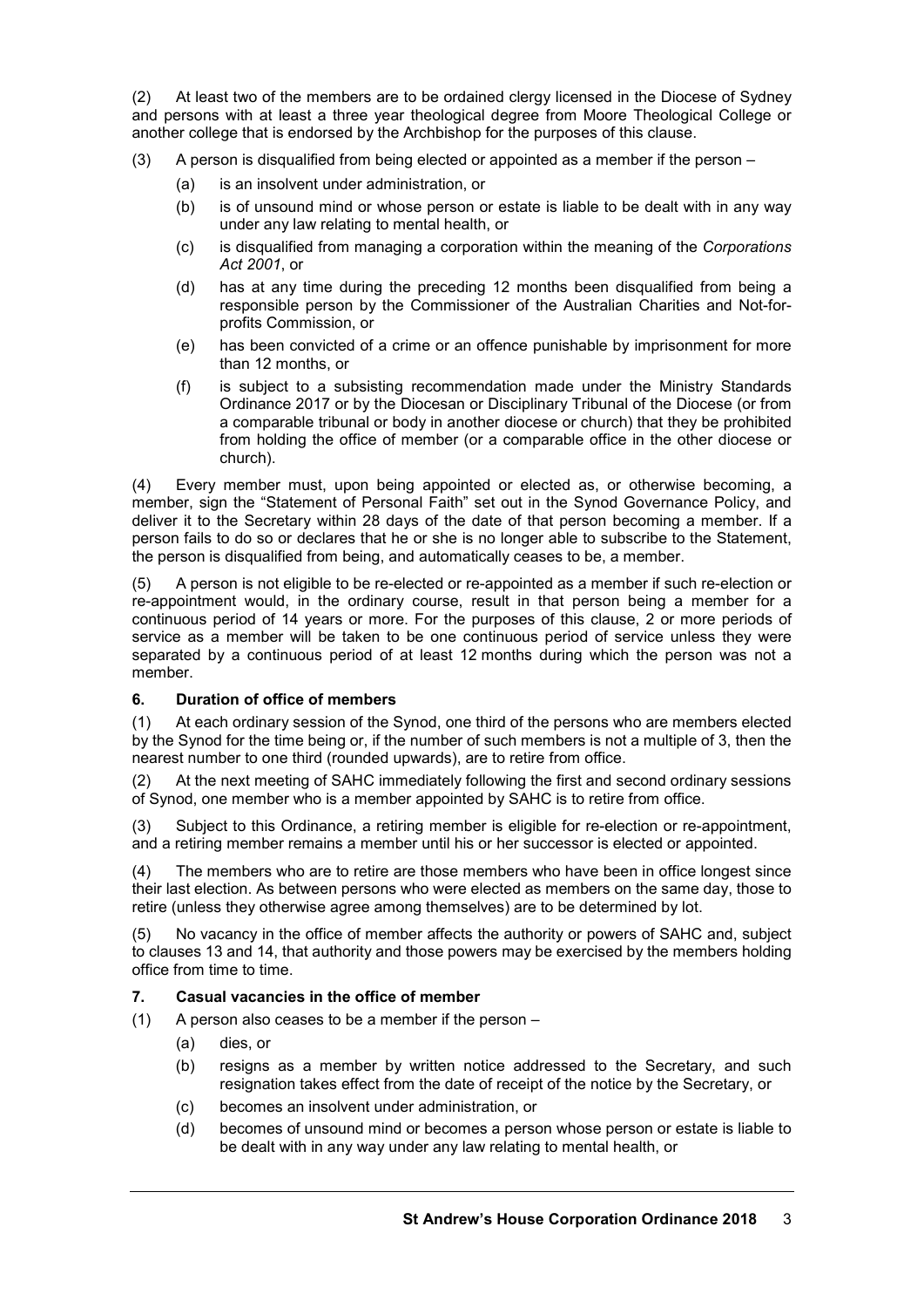(2) At least two of the members are to be ordained clergy licensed in the Diocese of Sydney and persons with at least a three year theological degree from Moore Theological College or another college that is endorsed by the Archbishop for the purposes of this clause.

(3) A person is disqualified from being elected or appointed as a member if the person –

- (a) is an insolvent under administration, or
- (b) is of unsound mind or whose person or estate is liable to be dealt with in any way under any law relating to mental health, or
- (c) is disqualified from managing a corporation within the meaning of the *Corporations Act 2001*, or
- (d) has at any time during the preceding 12 months been disqualified from being a responsible person by the Commissioner of the Australian Charities and Not-for-profits Commission, or
- (e) has been convicted of a crime or an offence punishable by imprisonment for more than 12 months, or
- (f) is subject to a subsisting recommendation made under the Ministry Standards Ordinance 2017 or by the Diocesan or Disciplinary Tribunal of the Diocese (or from a comparable tribunal or body in another diocese or church) that they be prohibited from holding the office of member (or a comparable office in the other diocese or church).

(4) Every member must, upon being appointed or elected as, or otherwise becoming, a member, sign the "Statement of Personal Faith" set out in the Synod Governance Policy, and deliver it to the Secretary within 28 days of the date of that person becoming a member. If a person fails to do so or declares that he or she is no longer able to subscribe to the Statement, the person is disqualified from being, and automatically ceases to be, a member.

(5) A person is not eligible to be re-elected or re-appointed as a member if such re-election or re-appointment would, in the ordinary course, result in that person being a member for a continuous period of 14 years or more. For the purposes of this clause, 2 or more periods of service as a member will be taken to be one continuous period of service unless they were separated by a continuous period of at least 12 months during which the person was not a member.

### 6. Duration of office of members

(1) At each ordinary session of the Synod, one third of the persons who are members elected by the Synod for the time being or, if the number of such members is not a multiple of 3, then the nearest number to one third (rounded upwards), are to retire from office.

(2) At the next meeting of SAHC immediately following the first and second ordinary sessions of Synod, one member who is a member appointed by SAHC is to retire from office.

(3) Subject to this Ordinance, a retiring member is eligible for re-election or re-appointment, and a retiring member remains a member until his or her successor is elected or appointed.

(4) The members who are to retire are those members who have been in office longest since their last election. As between persons who were elected as members on the same day, those to retire (unless they otherwise agree among themselves) are to be determined by lot.

(5) No vacancy in the office of member affects the authority or powers of SAHC and, subject to clauses 13 and 14, that authority and those powers may be exercised by the members holding office from time to time.

### 7. Casual vacancies in the office of member

(1) A person also ceases to be a member if the person –

- (a) dies, or
- (b) resigns as a member by written notice addressed to the Secretary, and such resignation takes effect from the date of receipt of the notice by the Secretary, or
- (c) becomes an insolvent under administration, or
- (d) becomes of unsound mind or becomes a person whose person or estate is liable to be dealt with in any way under any law relating to mental health, or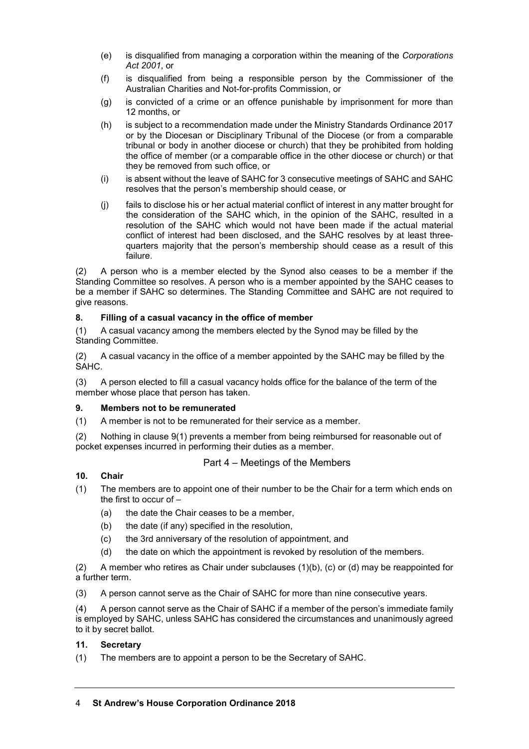(e) is disqualified from managing a corporation within the meaning of the *Corporations Act 2001*, or

(f) is disqualified from being a responsible person by the Commissioner of the Australian Charities and Not-for-profits Commission, or

(g) is convicted of a crime or an offence punishable by imprisonment for more than 12 months, or

(h) is subject to a recommendation made under the Ministry Standards Ordinance 2017 or by the Diocesan or Disciplinary Tribunal of the Diocese (or from a comparable tribunal or body in another diocese or church) that they be prohibited from holding the office of member (or a comparable office in the other diocese or church) or that they be removed from such office, or

(i) is absent without the leave of SAHC for 3 consecutive meetings of SAHC and SAHC resolves that the person's membership should cease, or

(j) fails to disclose his or her actual material conflict of interest in any matter brought for the consideration of the SAHC which, in the opinion of the SAHC, resulted in a resolution of the SAHC which would not have been made if the actual material conflict of interest had been disclosed, and the SAHC resolves by at least three-quarters majority that the person's membership should cease as a result of this failure.

(2) A person who is a member elected by the Synod also ceases to be a member if the Standing Committee so resolves. A person who is a member appointed by the SAHC ceases to be a member if SAHC so determines. The Standing Committee and SAHC are not required to give reasons.

### 8. Filling of a casual vacancy in the office of member

(1) A casual vacancy among the members elected by the Synod may be filled by the Standing Committee.

(2) A casual vacancy in the office of a member appointed by the SAHC may be filled by the SAHC.

(3) A person elected to fill a casual vacancy holds office for the balance of the term of the member whose place that person has taken.

### 9. Members not to be remunerated

(1) A member is not to be remunerated for their service as a member.

(2) Nothing in clause 9(1) prevents a member from being reimbursed for reasonable out of pocket expenses incurred in performing their duties as a member.

## Part 4 – Meetings of the Members

### 10. Chair

(1) The members are to appoint one of their number to be the Chair for a term which ends on the first to occur of –

(a) the date the Chair ceases to be a member,

(b) the date (if any) specified in the resolution,

(c) the 3rd anniversary of the resolution of appointment, and

(d) the date on which the appointment is revoked by resolution of the members.

(2) A member who retires as Chair under subclauses (1)(b), (c) or (d) may be reappointed for a further term.

(3) A person cannot serve as the Chair of SAHC for more than nine consecutive years.

(4) A person cannot serve as the Chair of SAHC if a member of the person's immediate family is employed by SAHC, unless SAHC has considered the circumstances and unanimously agreed to it by secret ballot.

### 11. Secretary

(1) The members are to appoint a person to be the Secretary of SAHC.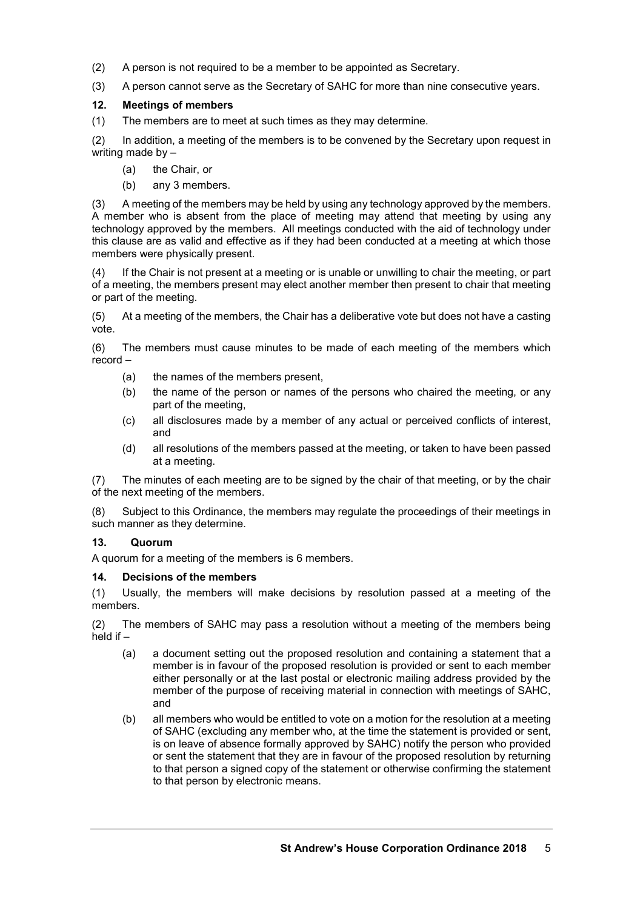(2) A person is not required to be a member to be appointed as Secretary.

(3) A person cannot serve as the Secretary of SAHC for more than nine consecutive years.

**12. Meetings of members**

(1) The members are to meet at such times as they may determine.

(2) In addition, a meeting of the members is to be convened by the Secretary upon request in writing made by –

- (a) the Chair, or
- (b) any 3 members.

(3) A meeting of the members may be held by using any technology approved by the members. A member who is absent from the place of meeting may attend that meeting by using any technology approved by the members. All meetings conducted with the aid of technology under this clause are as valid and effective as if they had been conducted at a meeting at which those members were physically present.

(4) If the Chair is not present at a meeting or is unable or unwilling to chair the meeting, or part of a meeting, the members present may elect another member then present to chair that meeting or part of the meeting.

(5) At a meeting of the members, the Chair has a deliberative vote but does not have a casting vote.

(6) The members must cause minutes to be made of each meeting of the members which record –

- (a) the names of the members present,
- (b) the name of the person or names of the persons who chaired the meeting, or any part of the meeting,
- (c) all disclosures made by a member of any actual or perceived conflicts of interest, and
- (d) all resolutions of the members passed at the meeting, or taken to have been passed at a meeting.

(7) The minutes of each meeting are to be signed by the chair of that meeting, or by the chair of the next meeting of the members.

(8) Subject to this Ordinance, the members may regulate the proceedings of their meetings in such manner as they determine.

**13. Quorum**

A quorum for a meeting of the members is 6 members.

**14. Decisions of the members**

(1) Usually, the members will make decisions by resolution passed at a meeting of the members.

(2) The members of SAHC may pass a resolution without a meeting of the members being held if –

- (a) a document setting out the proposed resolution and containing a statement that a member is in favour of the proposed resolution is provided or sent to each member either personally or at the last postal or electronic mailing address provided by the member of the purpose of receiving material in connection with meetings of SAHC, and
- (b) all members who would be entitled to vote on a motion for the resolution at a meeting of SAHC (excluding any member who, at the time the statement is provided or sent, is on leave of absence formally approved by SAHC) notify the person who provided or sent the statement that they are in favour of the proposed resolution by returning to that person a signed copy of the statement or otherwise confirming the statement to that person by electronic means.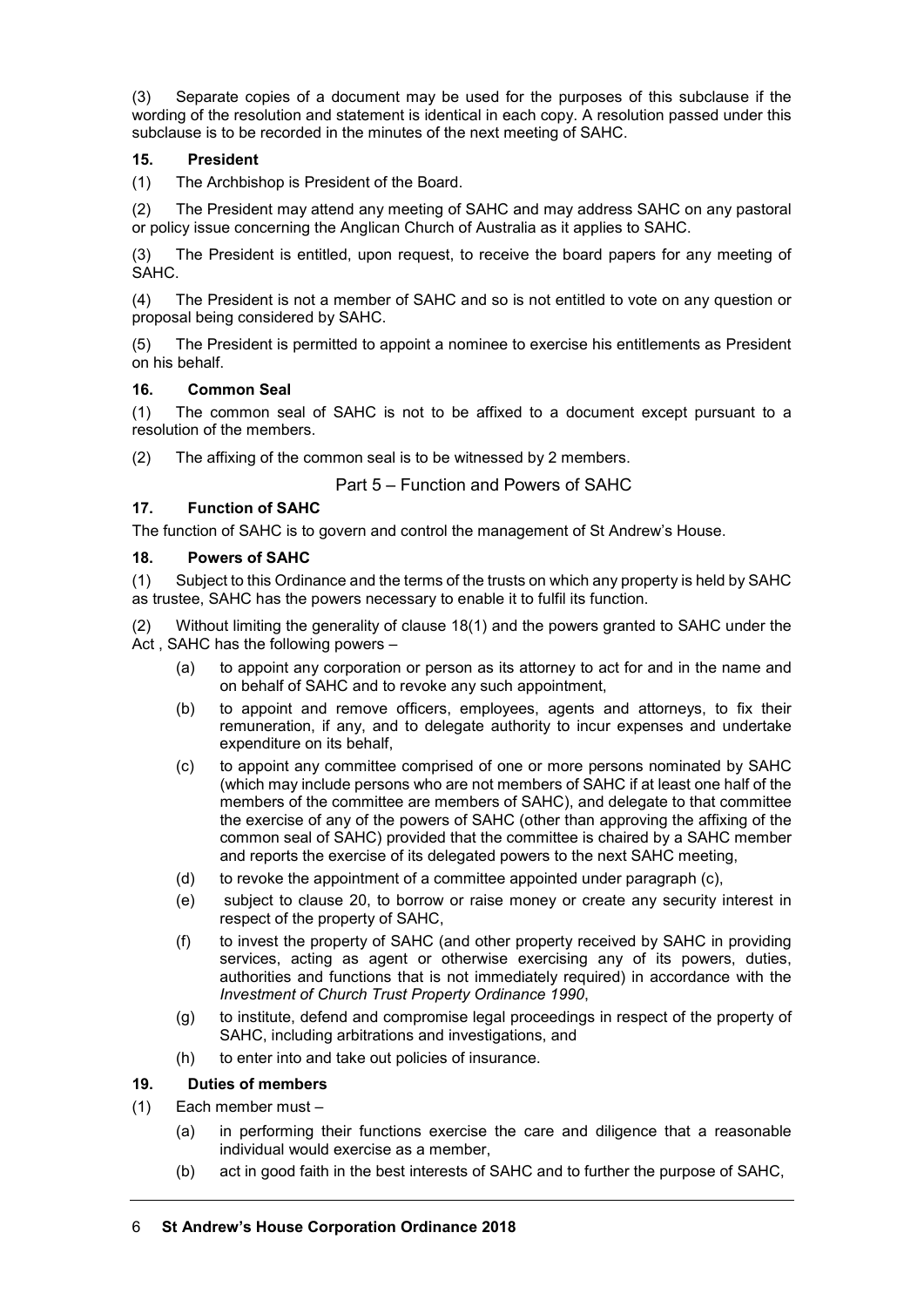(3) Separate copies of a document may be used for the purposes of this subclause if the wording of the resolution and statement is identical in each copy. A resolution passed under this subclause is to be recorded in the minutes of the next meeting of SAHC.

### 15. President

(1) The Archbishop is President of the Board.

(2) The President may attend any meeting of SAHC and may address SAHC on any pastoral or policy issue concerning the Anglican Church of Australia as it applies to SAHC.

(3) The President is entitled, upon request, to receive the board papers for any meeting of SAHC.

(4) The President is not a member of SAHC and so is not entitled to vote on any question or proposal being considered by SAHC.

(5) The President is permitted to appoint a nominee to exercise his entitlements as President on his behalf.

### 16. Common Seal

(1) The common seal of SAHC is not to be affixed to a document except pursuant to a resolution of the members.

(2) The affixing of the common seal is to be witnessed by 2 members.

## Part 5 – Function and Powers of SAHC

### 17. Function of SAHC

The function of SAHC is to govern and control the management of St Andrew's House.

### 18. Powers of SAHC

(1) Subject to this Ordinance and the terms of the trusts on which any property is held by SAHC as trustee, SAHC has the powers necessary to enable it to fulfil its function.

(2) Without limiting the generality of clause 18(1) and the powers granted to SAHC under the Act , SAHC has the following powers –

(a) to appoint any corporation or person as its attorney to act for and in the name and on behalf of SAHC and to revoke any such appointment,

(b) to appoint and remove officers, employees, agents and attorneys, to fix their remuneration, if any, and to delegate authority to incur expenses and undertake expenditure on its behalf,

(c) to appoint any committee comprised of one or more persons nominated by SAHC (which may include persons who are not members of SAHC if at least one half of the members of the committee are members of SAHC), and delegate to that committee the exercise of any of the powers of SAHC (other than approving the affixing of the common seal of SAHC) provided that the committee is chaired by a SAHC member and reports the exercise of its delegated powers to the next SAHC meeting,

(d) to revoke the appointment of a committee appointed under paragraph (c),

(e) subject to clause 20, to borrow or raise money or create any security interest in respect of the property of SAHC,

(f) to invest the property of SAHC (and other property received by SAHC in providing services, acting as agent or otherwise exercising any of its powers, duties, authorities and functions that is not immediately required) in accordance with the *Investment of Church Trust Property Ordinance 1990*,

(g) to institute, defend and compromise legal proceedings in respect of the property of SAHC, including arbitrations and investigations, and

(h) to enter into and take out policies of insurance.

### 19. Duties of members

(1) Each member must –

(a) in performing their functions exercise the care and diligence that a reasonable individual would exercise as a member,

(b) act in good faith in the best interests of SAHC and to further the purpose of SAHC,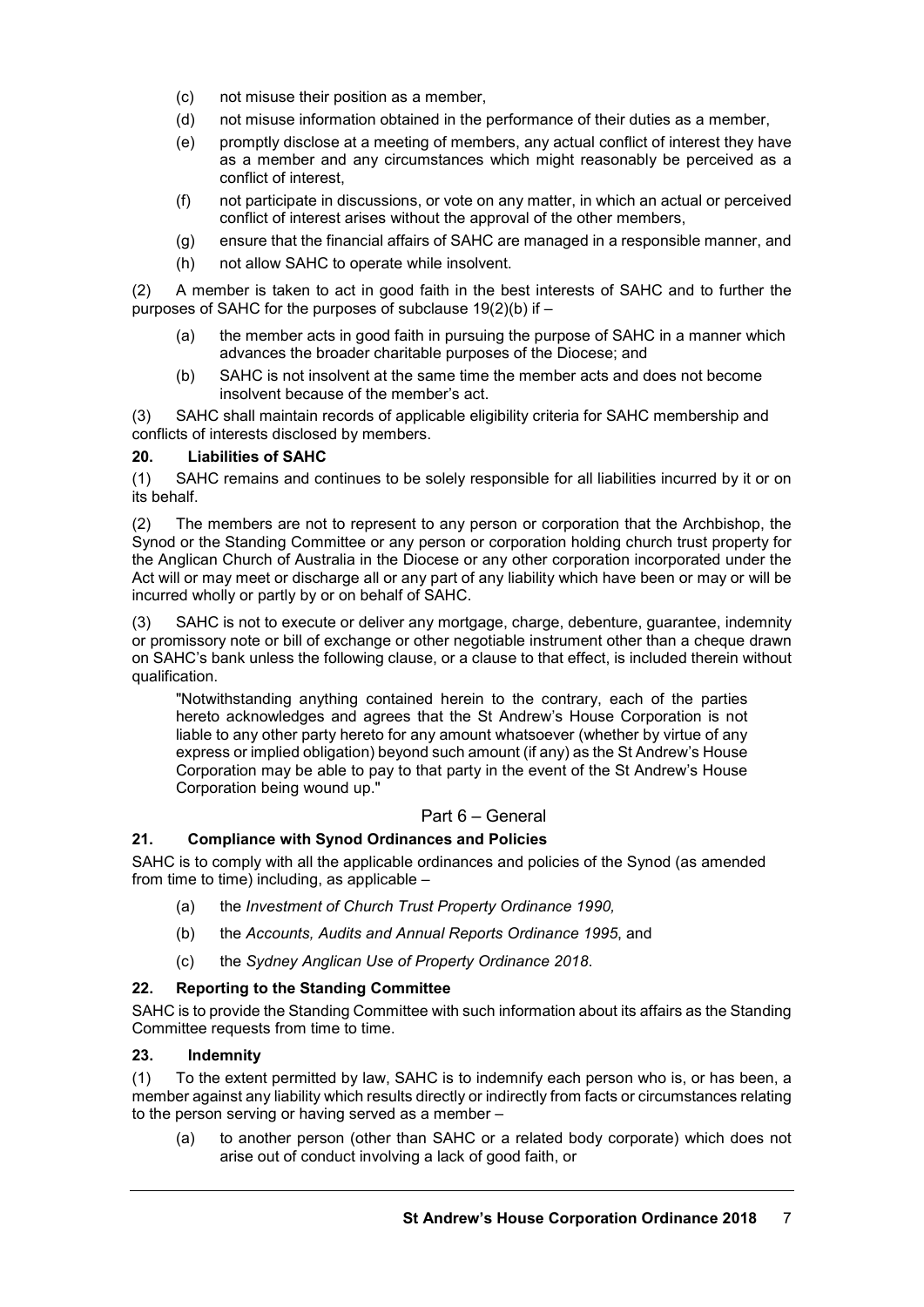(c) not misuse their position as a member,

(d) not misuse information obtained in the performance of their duties as a member,

(e) promptly disclose at a meeting of members, any actual conflict of interest they have as a member and any circumstances which might reasonably be perceived as a conflict of interest,

(f) not participate in discussions, or vote on any matter, in which an actual or perceived conflict of interest arises without the approval of the other members,

(g) ensure that the financial affairs of SAHC are managed in a responsible manner, and

(h) not allow SAHC to operate while insolvent.

(2) A member is taken to act in good faith in the best interests of SAHC and to further the purposes of SAHC for the purposes of subclause 19(2)(b) if –

(a) the member acts in good faith in pursuing the purpose of SAHC in a manner which advances the broader charitable purposes of the Diocese; and

(b) SAHC is not insolvent at the same time the member acts and does not become insolvent because of the member's act.

(3) SAHC shall maintain records of applicable eligibility criteria for SAHC membership and conflicts of interests disclosed by members.

### 20. Liabilities of SAHC

(1) SAHC remains and continues to be solely responsible for all liabilities incurred by it or on its behalf.

(2) The members are not to represent to any person or corporation that the Archbishop, the Synod or the Standing Committee or any person or corporation holding church trust property for the Anglican Church of Australia in the Diocese or any other corporation incorporated under the Act will or may meet or discharge all or any part of any liability which have been or may or will be incurred wholly or partly by or on behalf of SAHC.

(3) SAHC is not to execute or deliver any mortgage, charge, debenture, guarantee, indemnity or promissory note or bill of exchange or other negotiable instrument other than a cheque drawn on SAHC's bank unless the following clause, or a clause to that effect, is included therein without qualification.

> "Notwithstanding anything contained herein to the contrary, each of the parties hereto acknowledges and agrees that the St Andrew's House Corporation is not liable to any other party hereto for any amount whatsoever (whether by virtue of any express or implied obligation) beyond such amount (if any) as the St Andrew's House Corporation may be able to pay to that party in the event of the St Andrew's House Corporation being wound up."

## Part 6 – General

### 21. Compliance with Synod Ordinances and Policies

SAHC is to comply with all the applicable ordinances and policies of the Synod (as amended from time to time) including, as applicable –

(a) the *Investment of Church Trust Property Ordinance 1990,*

(b) the *Accounts, Audits and Annual Reports Ordinance 1995*, and

(c) the *Sydney Anglican Use of Property Ordinance 2018*.

### 22. Reporting to the Standing Committee

SAHC is to provide the Standing Committee with such information about its affairs as the Standing Committee requests from time to time.

### 23. Indemnity

(1) To the extent permitted by law, SAHC is to indemnify each person who is, or has been, a member against any liability which results directly or indirectly from facts or circumstances relating to the person serving or having served as a member –

(a) to another person (other than SAHC or a related body corporate) which does not arise out of conduct involving a lack of good faith, or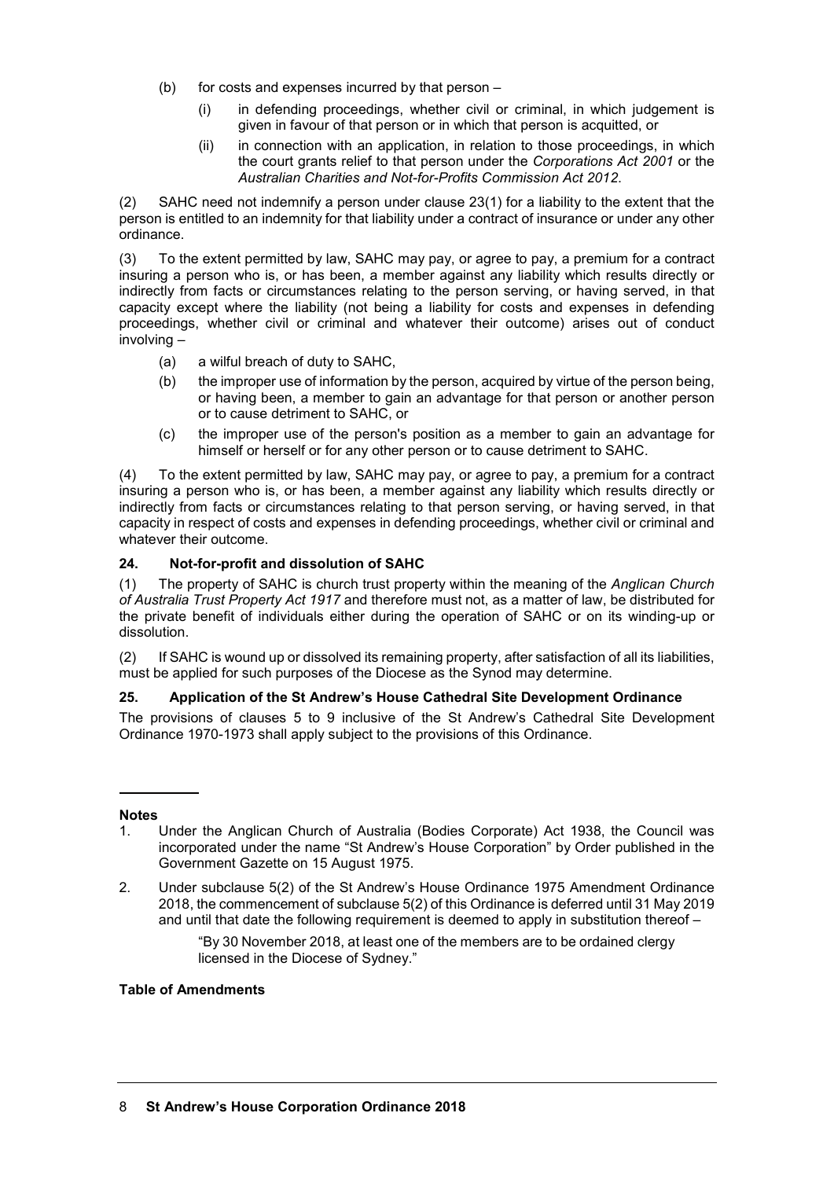(b) for costs and expenses incurred by that person –

   (i) in defending proceedings, whether civil or criminal, in which judgement is given in favour of that person or in which that person is acquitted, or

   (ii) in connection with an application, in relation to those proceedings, in which the court grants relief to that person under the *Corporations Act 2001* or the *Australian Charities and Not-for-Profits Commission Act 2012*.

(2) SAHC need not indemnify a person under clause 23(1) for a liability to the extent that the person is entitled to an indemnity for that liability under a contract of insurance or under any other ordinance.

(3) To the extent permitted by law, SAHC may pay, or agree to pay, a premium for a contract insuring a person who is, or has been, a member against any liability which results directly or indirectly from facts or circumstances relating to the person serving, or having served, in that capacity except where the liability (not being a liability for costs and expenses in defending proceedings, whether civil or criminal and whatever their outcome) arises out of conduct involving –

(a) a wilful breach of duty to SAHC,

(b) the improper use of information by the person, acquired by virtue of the person being, or having been, a member to gain an advantage for that person or another person or to cause detriment to SAHC, or

(c) the improper use of the person's position as a member to gain an advantage for himself or herself or for any other person or to cause detriment to SAHC.

(4) To the extent permitted by law, SAHC may pay, or agree to pay, a premium for a contract insuring a person who is, or has been, a member against any liability which results directly or indirectly from facts or circumstances relating to that person serving, or having served, in that capacity in respect of costs and expenses in defending proceedings, whether civil or criminal and whatever their outcome.

### 24. Not-for-profit and dissolution of SAHC

(1) The property of SAHC is church trust property within the meaning of the *Anglican Church of Australia Trust Property Act 1917* and therefore must not, as a matter of law, be distributed for the private benefit of individuals either during the operation of SAHC or on its winding-up or dissolution.

(2) If SAHC is wound up or dissolved its remaining property, after satisfaction of all its liabilities, must be applied for such purposes of the Diocese as the Synod may determine.

### 25. Application of the St Andrew's House Cathedral Site Development Ordinance

The provisions of clauses 5 to 9 inclusive of the St Andrew's Cathedral Site Development Ordinance 1970-1973 shall apply subject to the provisions of this Ordinance.

---

**Notes**

1. Under the Anglican Church of Australia (Bodies Corporate) Act 1938, the Council was incorporated under the name "St Andrew's House Corporation" by Order published in the Government Gazette on 15 August 1975.

2. Under subclause 5(2) of the St Andrew's House Ordinance 1975 Amendment Ordinance 2018, the commencement of subclause 5(2) of this Ordinance is deferred until 31 May 2019 and until that date the following requirement is deemed to apply in substitution thereof –

   "By 30 November 2018, at least one of the members are to be ordained clergy licensed in the Diocese of Sydney."

**Table of Amendments**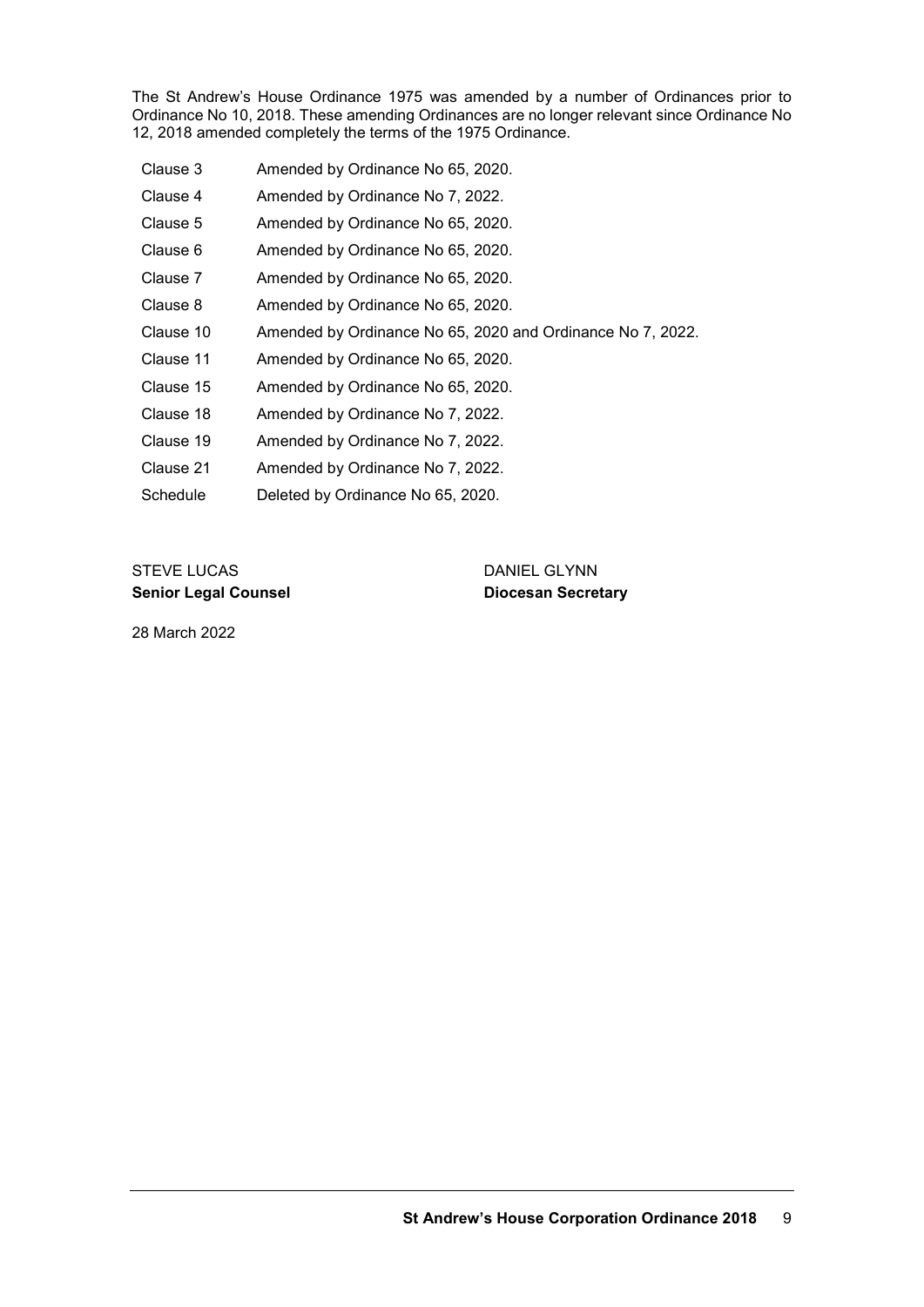The St Andrew's House Ordinance 1975 was amended by a number of Ordinances prior to Ordinance No 10, 2018. These amending Ordinances are no longer relevant since Ordinance No 12, 2018 amended completely the terms of the 1975 Ordinance.

| | |
|---|---|
| Clause 3 | Amended by Ordinance No 65, 2020. |
| Clause 4 | Amended by Ordinance No 7, 2022. |
| Clause 5 | Amended by Ordinance No 65, 2020. |
| Clause 6 | Amended by Ordinance No 65, 2020. |
| Clause 7 | Amended by Ordinance No 65, 2020. |
| Clause 8 | Amended by Ordinance No 65, 2020. |
| Clause 10 | Amended by Ordinance No 65, 2020 and Ordinance No 7, 2022. |
| Clause 11 | Amended by Ordinance No 65, 2020. |
| Clause 15 | Amended by Ordinance No 65, 2020. |
| Clause 18 | Amended by Ordinance No 7, 2022. |
| Clause 19 | Amended by Ordinance No 7, 2022. |
| Clause 21 | Amended by Ordinance No 7, 2022. |
| Schedule | Deleted by Ordinance No 65, 2020. |

STEVE LUCAS
**Senior Legal Counsel**

DANIEL GLYNN
**Diocesan Secretary**

28 March 2022